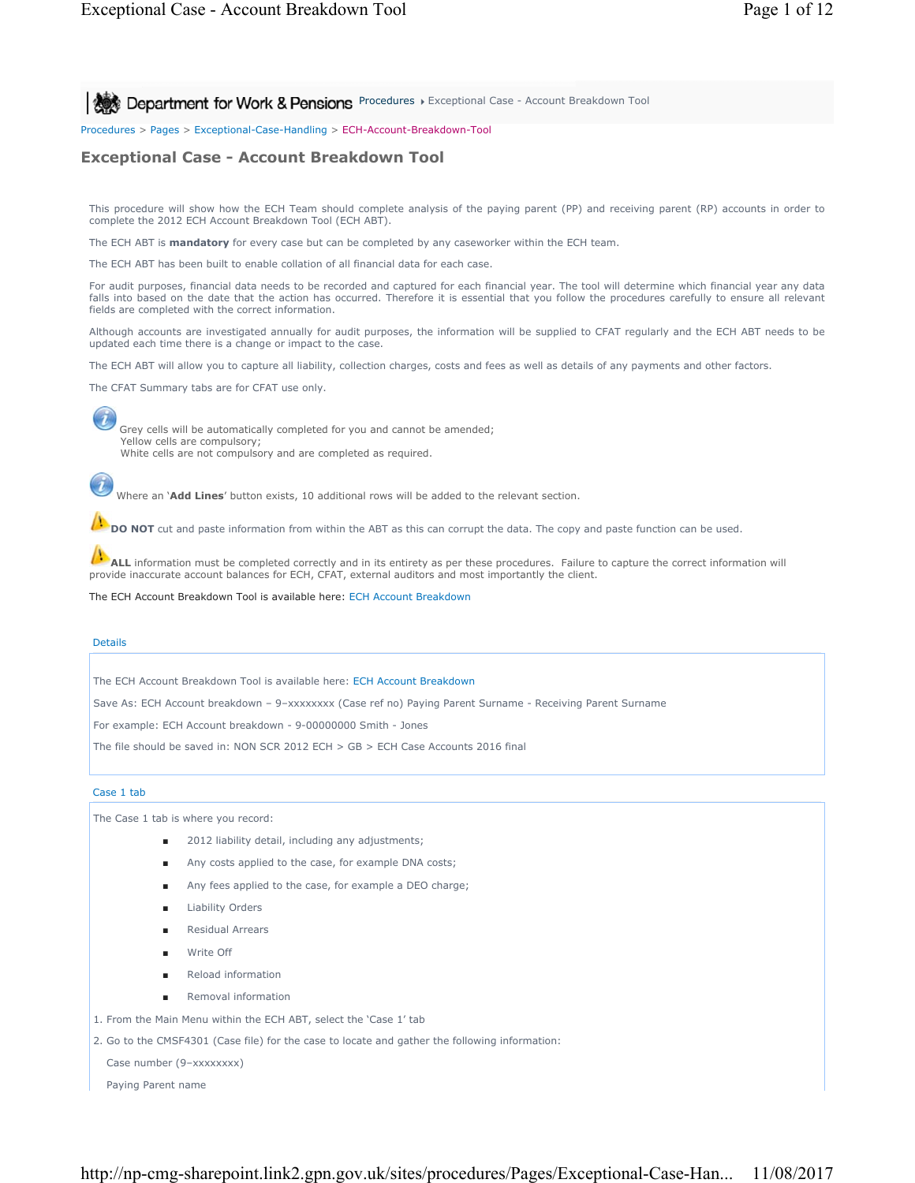Procedures > Pages > Exceptional-Case-Handling > ECH-Account-Breakdown-Tool

# Exceptional Case - Account Breakdown Tool

This procedure will show how the ECH Team should complete analysis of the paying parent (PP) and receiving parent (RP) accounts in order to complete the 2012 ECH Account Breakdown Tool (ECH ABT).

The ECH ABT is **mandatory** for every case but can be completed by any caseworker within the ECH team.

The ECH ABT has been built to enable collation of all financial data for each case.

For audit purposes, financial data needs to be recorded and captured for each financial year. The tool will determine which financial year any data falls into based on the date that the action has occurred. Therefore it is essential that you follow the procedures carefully to ensure all relevant fields are completed with the correct information.

Although accounts are investigated annually for audit purposes, the information will be supplied to CFAT regularly and the ECH ABT needs to be updated each time there is a change or impact to the case.

The ECH ABT will allow you to capture all liability, collection charges, costs and fees as well as details of any payments and other factors.

The CFAT Summary tabs are for CFAT use only.

Grey cells will be automatically completed for you and cannot be amended;
Yellow cells are compulsory;
White cells are not compulsory and are completed as required.

Where an '**Add Lines**' button exists, 10 additional rows will be added to the relevant section.

**DO NOT** cut and paste information from within the ABT as this can corrupt the data. The copy and paste function can be used.

**ALL** information must be completed correctly and in its entirety as per these procedures. Failure to capture the correct information will provide inaccurate account balances for ECH, CFAT, external auditors and most importantly the client.

The ECH Account Breakdown Tool is available here: ECH Account Breakdown

## Details

The ECH Account Breakdown Tool is available here: ECH Account Breakdown

Save As: ECH Account breakdown – 9–xxxxxxxx (Case ref no) Paying Parent Surname - Receiving Parent Surname

For example: ECH Account breakdown - 9-00000000 Smith - Jones

The file should be saved in: NON SCR 2012 ECH > GB > ECH Case Accounts 2016 final

## Case 1 tab

The Case 1 tab is where you record:

- 2012 liability detail, including any adjustments;
- Any costs applied to the case, for example DNA costs;
- Any fees applied to the case, for example a DEO charge;
- Liability Orders
- Residual Arrears
- Write Off
- Reload information
- Removal information

1. From the Main Menu within the ECH ABT, select the 'Case 1' tab
2. Go to the CMSF4301 (Case file) for the case to locate and gather the following information:

   Case number (9–xxxxxxxx)

   Paying Parent name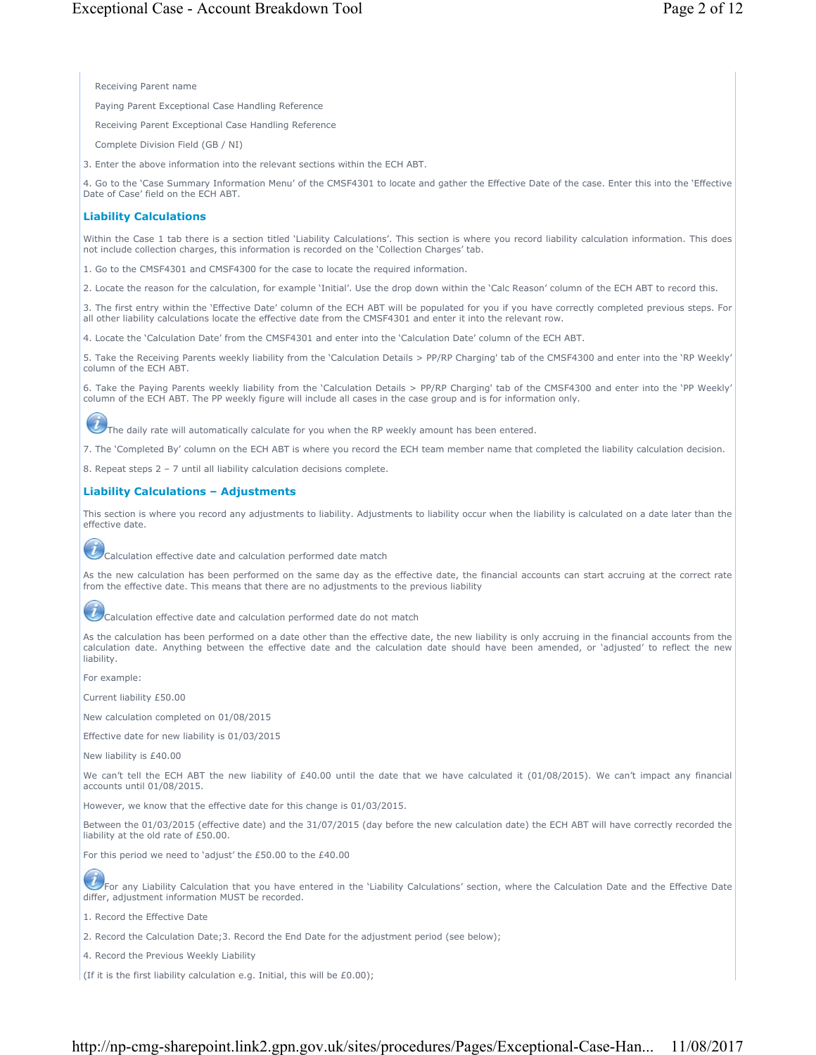Receiving Parent name

Paying Parent Exceptional Case Handling Reference

Receiving Parent Exceptional Case Handling Reference

Complete Division Field (GB / NI)

3. Enter the above information into the relevant sections within the ECH ABT.

4. Go to the 'Case Summary Information Menu' of the CMSF4301 to locate and gather the Effective Date of the case. Enter this into the 'Effective Date of Case' field on the ECH ABT.

## Liability Calculations

Within the Case 1 tab there is a section titled 'Liability Calculations'. This section is where you record liability calculation information. This does not include collection charges, this information is recorded on the 'Collection Charges' tab.

1. Go to the CMSF4301 and CMSF4300 for the case to locate the required information.

2. Locate the reason for the calculation, for example 'Initial'. Use the drop down within the 'Calc Reason' column of the ECH ABT to record this.

3. The first entry within the 'Effective Date' column of the ECH ABT will be populated for you if you have correctly completed previous steps. For all other liability calculations locate the effective date from the CMSF4301 and enter it into the relevant row.

4. Locate the 'Calculation Date' from the CMSF4301 and enter into the 'Calculation Date' column of the ECH ABT.

5. Take the Receiving Parents weekly liability from the 'Calculation Details > PP/RP Charging' tab of the CMSF4300 and enter into the 'RP Weekly' column of the ECH ABT.

6. Take the Paying Parents weekly liability from the 'Calculation Details > PP/RP Charging' tab of the CMSF4300 and enter into the 'PP Weekly' column of the ECH ABT. The PP weekly figure will include all cases in the case group and is for information only.

The daily rate will automatically calculate for you when the RP weekly amount has been entered.

7. The 'Completed By' column on the ECH ABT is where you record the ECH team member name that completed the liability calculation decision.

8. Repeat steps 2 – 7 until all liability calculation decisions complete.

## Liability Calculations – Adjustments

This section is where you record any adjustments to liability. Adjustments to liability occur when the liability is calculated on a date later than the effective date.

Calculation effective date and calculation performed date match

As the new calculation has been performed on the same day as the effective date, the financial accounts can start accruing at the correct rate from the effective date. This means that there are no adjustments to the previous liability

Calculation effective date and calculation performed date do not match

As the calculation has been performed on a date other than the effective date, the new liability is only accruing in the financial accounts from the calculation date. Anything between the effective date and the calculation date should have been amended, or 'adjusted' to reflect the new liability.

For example:

Current liability £50.00

New calculation completed on 01/08/2015

Effective date for new liability is 01/03/2015

New liability is £40.00

We can't tell the ECH ABT the new liability of £40.00 until the date that we have calculated it (01/08/2015). We can't impact any financial accounts until 01/08/2015.

However, we know that the effective date for this change is 01/03/2015.

Between the 01/03/2015 (effective date) and the 31/07/2015 (day before the new calculation date) the ECH ABT will have correctly recorded the liability at the old rate of £50.00.

For this period we need to 'adjust' the £50.00 to the £40.00

For any Liability Calculation that you have entered in the 'Liability Calculations' section, where the Calculation Date and the Effective Date differ, adjustment information MUST be recorded.

1. Record the Effective Date

2. Record the Calculation Date;3. Record the End Date for the adjustment period (see below);

4. Record the Previous Weekly Liability

(If it is the first liability calculation e.g. Initial, this will be £0.00);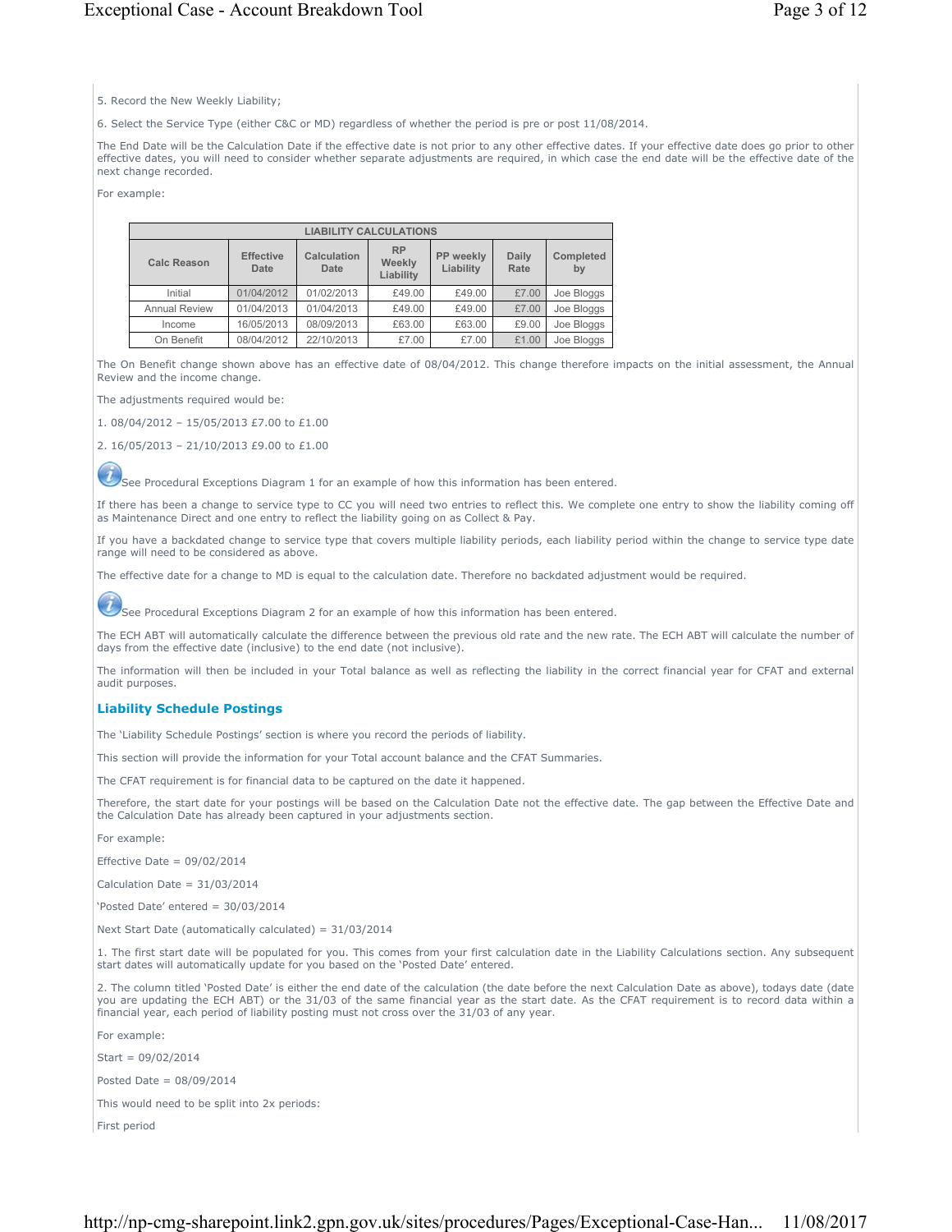5. Record the New Weekly Liability;

6. Select the Service Type (either C&C or MD) regardless of whether the period is pre or post 11/08/2014.

The End Date will be the Calculation Date if the effective date is not prior to any other effective dates. If your effective date does go prior to other effective dates, you will need to consider whether separate adjustments are required, in which case the end date will be the effective date of the next change recorded.

For example:

| LIABILITY CALCULATIONS | | | | | | |
|---|---|---|---|---|---|---|
| Calc Reason | Effective Date | Calculation Date | RP Weekly Liability | PP weekly Liability | Daily Rate | Completed by |
| Initial | 01/04/2012 | 01/02/2013 | £49.00 | £49.00 | £7.00 | Joe Bloggs |
| Annual Review | 01/04/2013 | 01/04/2013 | £49.00 | £49.00 | £7.00 | Joe Bloggs |
| Income | 16/05/2013 | 08/09/2013 | £63.00 | £63.00 | £9.00 | Joe Bloggs |
| On Benefit | 08/04/2012 | 22/10/2013 | £7.00 | £7.00 | £1.00 | Joe Bloggs |

The On Benefit change shown above has an effective date of 08/04/2012. This change therefore impacts on the initial assessment, the Annual Review and the income change.

The adjustments required would be:

1. 08/04/2012 – 15/05/2013 £7.00 to £1.00

2. 16/05/2013 – 21/10/2013 £9.00 to £1.00

See Procedural Exceptions Diagram 1 for an example of how this information has been entered.

If there has been a change to service type to CC you will need two entries to reflect this. We complete one entry to show the liability coming off as Maintenance Direct and one entry to reflect the liability going on as Collect & Pay.

If you have a backdated change to service type that covers multiple liability periods, each liability period within the change to service type date range will need to be considered as above.

The effective date for a change to MD is equal to the calculation date. Therefore no backdated adjustment would be required.

See Procedural Exceptions Diagram 2 for an example of how this information has been entered.

The ECH ABT will automatically calculate the difference between the previous old rate and the new rate. The ECH ABT will calculate the number of days from the effective date (inclusive) to the end date (not inclusive).

The information will then be included in your Total balance as well as reflecting the liability in the correct financial year for CFAT and external audit purposes.

## Liability Schedule Postings

The 'Liability Schedule Postings' section is where you record the periods of liability.

This section will provide the information for your Total account balance and the CFAT Summaries.

The CFAT requirement is for financial data to be captured on the date it happened.

Therefore, the start date for your postings will be based on the Calculation Date not the effective date. The gap between the Effective Date and the Calculation Date has already been captured in your adjustments section.

For example:

Effective Date = 09/02/2014

Calculation Date = 31/03/2014

'Posted Date' entered = 30/03/2014

Next Start Date (automatically calculated) = 31/03/2014

1. The first start date will be populated for you. This comes from your first calculation date in the Liability Calculations section. Any subsequent start dates will automatically update for you based on the 'Posted Date' entered.

2. The column titled 'Posted Date' is either the end date of the calculation (the date before the next Calculation Date as above), todays date (date you are updating the ECH ABT) or the 31/03 of the same financial year as the start date. As the CFAT requirement is to record data within a financial year, each period of liability posting must not cross over the 31/03 of any year.

For example:

Start = 09/02/2014

Posted Date = 08/09/2014

This would need to be split into 2x periods:

First period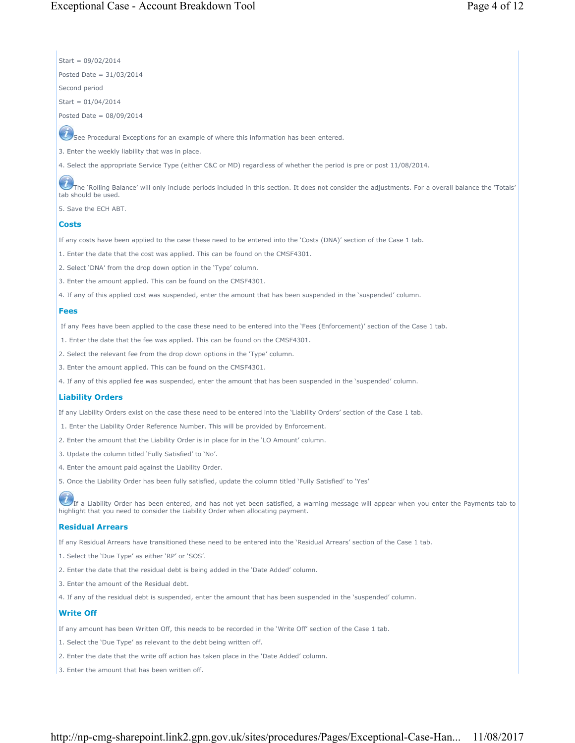Start = 09/02/2014

Posted Date = 31/03/2014

Second period

Start = 01/04/2014

Posted Date = 08/09/2014

See Procedural Exceptions for an example of where this information has been entered.

3. Enter the weekly liability that was in place.

4. Select the appropriate Service Type (either C&C or MD) regardless of whether the period is pre or post 11/08/2014.

The 'Rolling Balance' will only include periods included in this section. It does not consider the adjustments. For a overall balance the 'Totals' tab should be used.

5. Save the ECH ABT.

### Costs

If any costs have been applied to the case these need to be entered into the 'Costs (DNA)' section of the Case 1 tab.

1. Enter the date that the cost was applied. This can be found on the CMSF4301.

2. Select 'DNA' from the drop down option in the 'Type' column.

3. Enter the amount applied. This can be found on the CMSF4301.

4. If any of this applied cost was suspended, enter the amount that has been suspended in the 'suspended' column.

### Fees

If any Fees have been applied to the case these need to be entered into the 'Fees (Enforcement)' section of the Case 1 tab.

1. Enter the date that the fee was applied. This can be found on the CMSF4301.

2. Select the relevant fee from the drop down options in the 'Type' column.

3. Enter the amount applied. This can be found on the CMSF4301.

4. If any of this applied fee was suspended, enter the amount that has been suspended in the 'suspended' column.

### Liability Orders

If any Liability Orders exist on the case these need to be entered into the 'Liability Orders' section of the Case 1 tab.

1. Enter the Liability Order Reference Number. This will be provided by Enforcement.

2. Enter the amount that the Liability Order is in place for in the 'LO Amount' column.

3. Update the column titled 'Fully Satisfied' to 'No'.

4. Enter the amount paid against the Liability Order.

5. Once the Liability Order has been fully satisfied, update the column titled 'Fully Satisfied' to 'Yes'

If a Liability Order has been entered, and has not yet been satisfied, a warning message will appear when you enter the Payments tab to highlight that you need to consider the Liability Order when allocating payment.

### Residual Arrears

If any Residual Arrears have transitioned these need to be entered into the 'Residual Arrears' section of the Case 1 tab.

1. Select the 'Due Type' as either 'RP' or 'SOS'.

2. Enter the date that the residual debt is being added in the 'Date Added' column.

3. Enter the amount of the Residual debt.

4. If any of the residual debt is suspended, enter the amount that has been suspended in the 'suspended' column.

### Write Off

If any amount has been Written Off, this needs to be recorded in the 'Write Off' section of the Case 1 tab.

1. Select the 'Due Type' as relevant to the debt being written off.

2. Enter the date that the write off action has taken place in the 'Date Added' column.

3. Enter the amount that has been written off.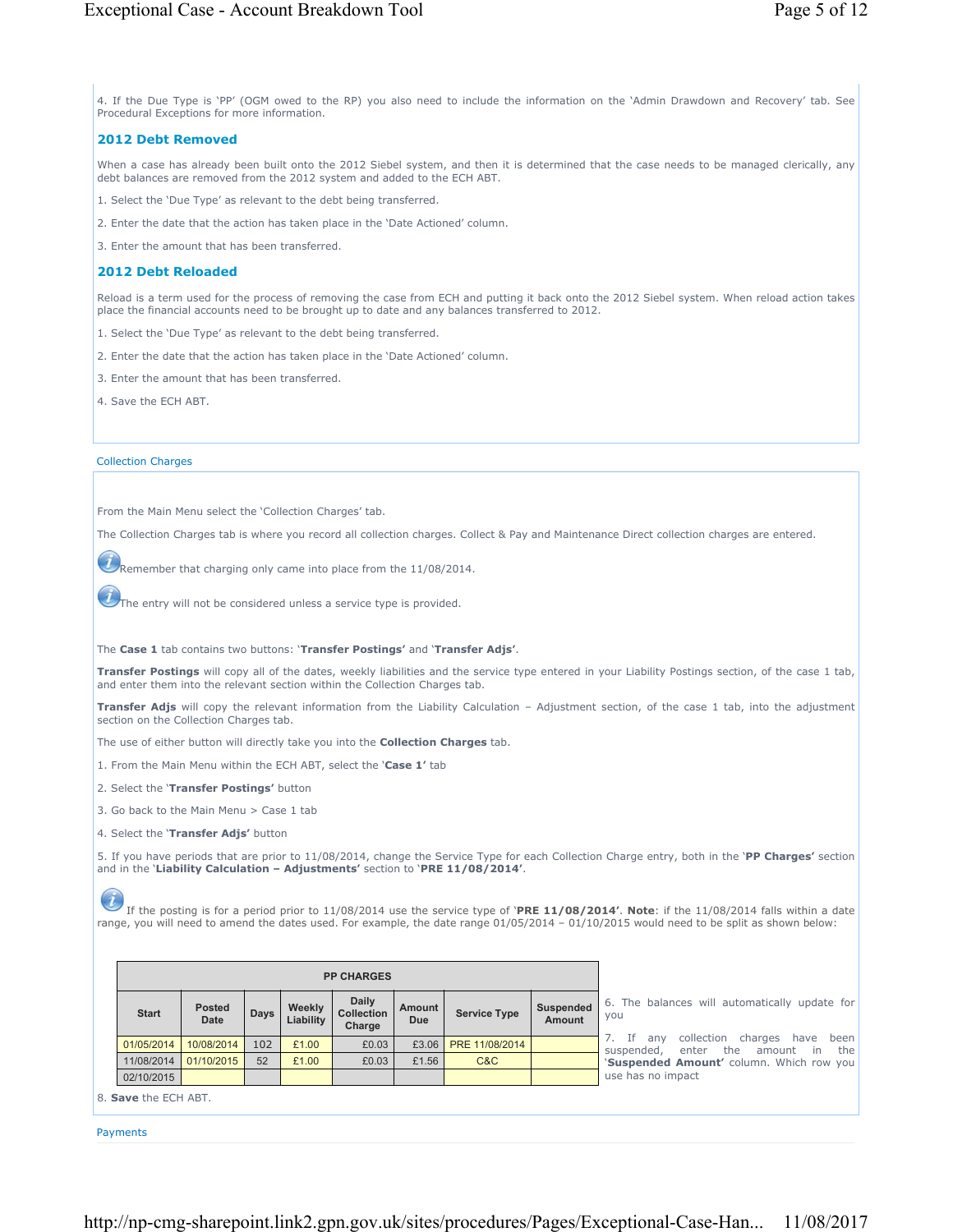4. If the Due Type is 'PP' (OGM owed to the RP) you also need to include the information on the 'Admin Drawdown and Recovery' tab. See Procedural Exceptions for more information.

### 2012 Debt Removed

When a case has already been built onto the 2012 Siebel system, and then it is determined that the case needs to be managed clerically, any debt balances are removed from the 2012 system and added to the ECH ABT.

1. Select the 'Due Type' as relevant to the debt being transferred.

2. Enter the date that the action has taken place in the 'Date Actioned' column.

3. Enter the amount that has been transferred.

### 2012 Debt Reloaded

Reload is a term used for the process of removing the case from ECH and putting it back onto the 2012 Siebel system. When reload action takes place the financial accounts need to be brought up to date and any balances transferred to 2012.

1. Select the 'Due Type' as relevant to the debt being transferred.

2. Enter the date that the action has taken place in the 'Date Actioned' column.

3. Enter the amount that has been transferred.

4. Save the ECH ABT.

## Collection Charges

From the Main Menu select the 'Collection Charges' tab.

The Collection Charges tab is where you record all collection charges. Collect & Pay and Maintenance Direct collection charges are entered.

Remember that charging only came into place from the 11/08/2014.

The entry will not be considered unless a service type is provided.

The **Case 1** tab contains two buttons: '**Transfer Postings**' and '**Transfer Adjs**'.

**Transfer Postings** will copy all of the dates, weekly liabilities and the service type entered in your Liability Postings section, of the case 1 tab, and enter them into the relevant section within the Collection Charges tab.

**Transfer Adjs** will copy the relevant information from the Liability Calculation – Adjustment section, of the case 1 tab, into the adjustment section on the Collection Charges tab.

The use of either button will directly take you into the **Collection Charges** tab.

1. From the Main Menu within the ECH ABT, select the '**Case 1**' tab

2. Select the '**Transfer Postings**' button

3. Go back to the Main Menu > Case 1 tab

4. Select the '**Transfer Adjs**' button

5. If you have periods that are prior to 11/08/2014, change the Service Type for each Collection Charge entry, both in the '**PP Charges**' section and in the '**Liability Calculation – Adjustments**' section to '**PRE 11/08/2014**'.

If the posting is for a period prior to 11/08/2014 use the service type of '**PRE 11/08/2014**'. **Note**: if the 11/08/2014 falls within a date range, you will need to amend the dates used. For example, the date range 01/05/2014 – 01/10/2015 would need to be split as shown below:

| PP CHARGES | | | | | | | |
|---|---|---|---|---|---|---|---|
| Start | Posted Date | Days | Weekly Liability | Daily Collection Charge | Amount Due | Service Type | Suspended Amount |
| 01/05/2014 | 10/08/2014 | 102 | £1.00 | £0.03 | £3.06 | PRE 11/08/2014 | |
| 11/08/2014 | 01/10/2015 | 52 | £1.00 | £0.03 | £1.56 | C&C | |
| 02/10/2015 | | | | | | | |

6. The balances will automatically update for you

7. If any collection charges have been suspended, enter the amount in the '**Suspended Amount**' column. Which row you use has no impact

8. **Save** the ECH ABT.

## Payments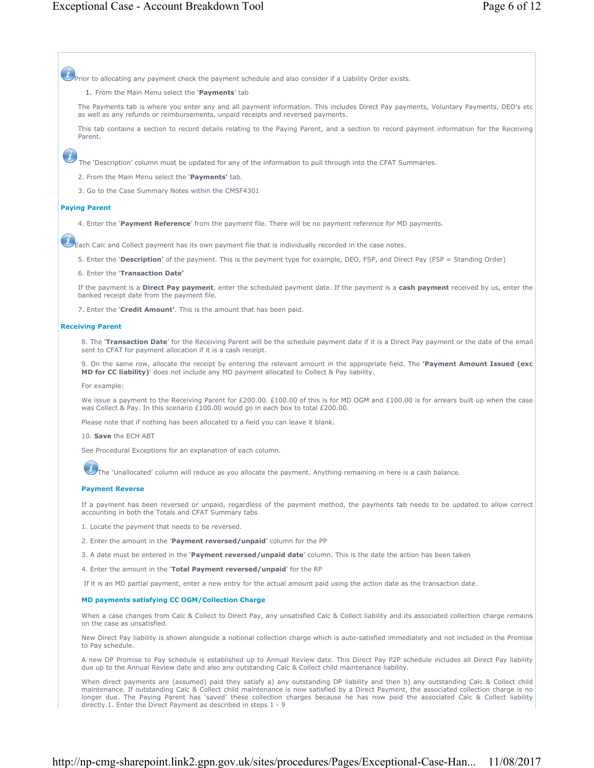Prior to allocating any payment check the payment schedule and also consider if a Liability Order exists.

1. From the Main Menu select the '**Payments**' tab

The Payments tab is where you enter any and all payment information. This includes Direct Pay payments, Voluntary Payments, DEO's etc as well as any refunds or reimbursements, unpaid receipts and reversed payments.

This tab contains a section to record details relating to the Paying Parent, and a section to record payment information for the Receiving Parent.

The 'Description' column must be updated for any of the information to pull through into the CFAT Summaries.

2. From the Main Menu select the '**Payments'** tab.

3. Go to the Case Summary Notes within the CMSF4301

### Paying Parent

4. Enter the '**Payment Reference**' from the payment file. There will be no payment reference for MD payments.

Each Calc and Collect payment has its own payment file that is individually recorded in the case notes.

5. Enter the '**Description'** of the payment. This is the payment type for example, DEO, FSP, and Direct Pay (FSP = Standing Order)

6. Enter the '**Transaction Date'**

If the payment is a **Direct Pay payment**, enter the scheduled payment date. If the payment is a **cash payment** received by us, enter the banked receipt date from the payment file.

7. Enter the '**Credit Amount'**. This is the amount that has been paid.

### Receiving Parent

8. The '**Transaction Date**' for the Receiving Parent will be the schedule payment date if it is a Direct Pay payment or the date of the email sent to CFAT for payment allocation if it is a cash receipt.

9. On the same row, allocate the receipt by entering the relevant amount in the appropriate field. The **'Payment Amount Issued (exc MD for CC liability)'** does not include any MD payment allocated to Collect & Pay liability.

For example:

We issue a payment to the Receiving Parent for £200.00. £100.00 of this is for MD OGM and £100.00 is for arrears built up when the case was Collect & Pay. In this scenario £100.00 would go in each box to total £200.00.

Please note that if nothing has been allocated to a field you can leave it blank.

10. **Save** the ECH ABT

See Procedural Exceptions for an explanation of each column.

The 'Unallocated' column will reduce as you allocate the payment. Anything remaining in here is a cash balance.

#### Payment Reverse

If a payment has been reversed or unpaid, regardless of the payment method, the payments tab needs to be updated to allow correct accounting in both the Totals and CFAT Summary tabs

1. Locate the payment that needs to be reversed.

2. Enter the amount in the '**Payment reversed/unpaid**' column for the PP

3. A date must be entered in the '**Payment reversed/unpaid date**' column. This is the date the action has been taken

4. Enter the amount in the '**Total Payment reversed/unpaid**' for the RP

If it is an MD partial payment, enter a new entry for the actual amount paid using the action date as the transaction date.

#### MD payments satisfying CC OGM/Collection Charge

When a case changes from Calc & Collect to Direct Pay, any unsatisfied Calc & Collect liability and its associated collection charge remains on the case as unsatisfied.

New Direct Pay liability is shown alongside a notional collection charge which is auto-satisfied immediately and not included in the Promise to Pay schedule.

A new DP Promise to Pay schedule is established up to Annual Review date. This Direct Pay P2P schedule includes all Direct Pay liability due up to the Annual Review date and also any outstanding Calc & Collect child maintenance liability.

When direct payments are (assumed) paid they satisfy a) any outstanding DP liability and then b) any outstanding Calc & Collect child maintenance. If outstanding Calc & Collect child maintenance is now satisfied by a Direct Payment, the associated collection charge is no longer due. The Paying Parent has 'saved' these collection charges because he has now paid the associated Calc & Collect liability directly.1. Enter the Direct Payment as described in steps 1 - 9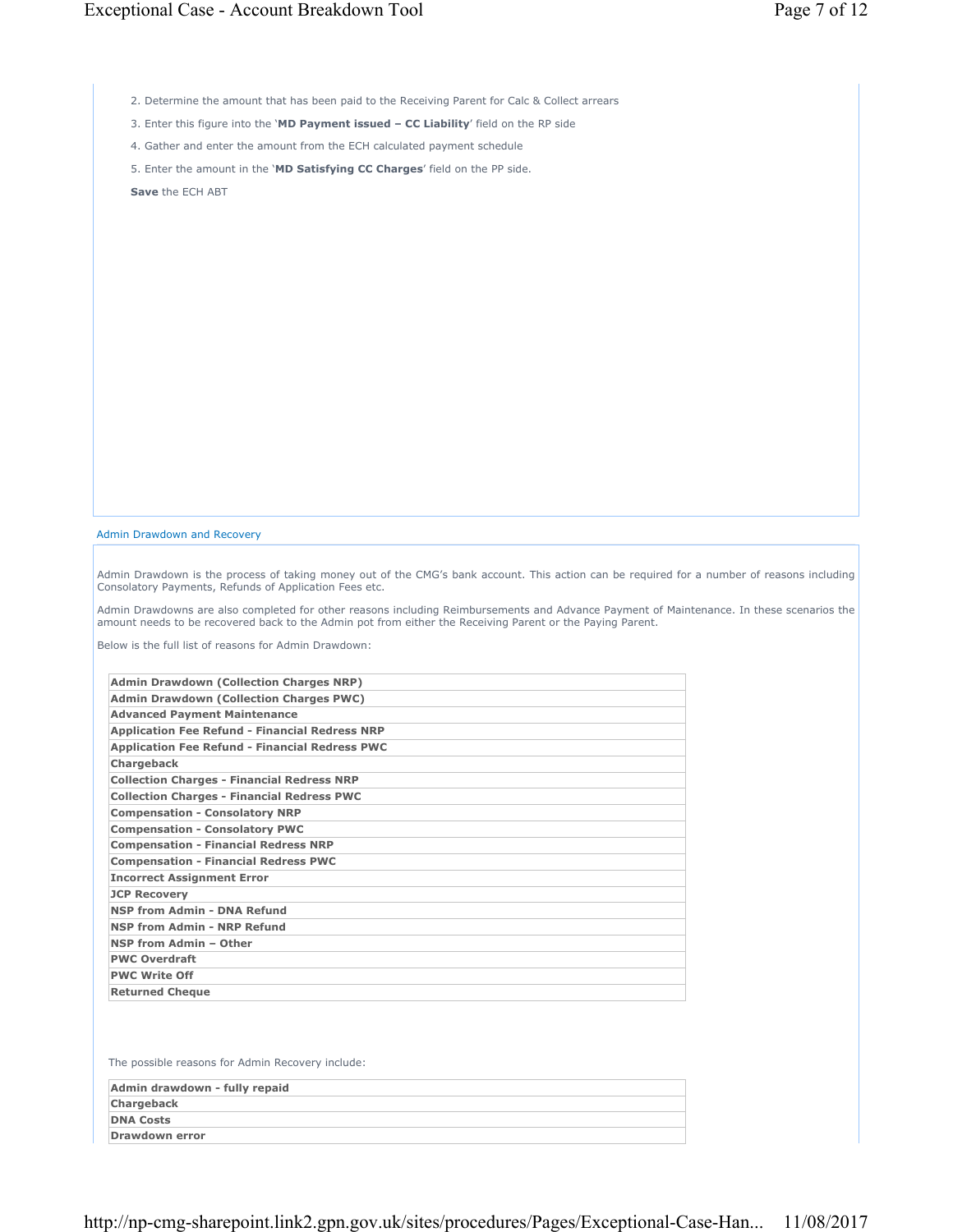2. Determine the amount that has been paid to the Receiving Parent for Calc & Collect arrears
3. Enter this figure into the '**MD Payment issued – CC Liability**' field on the RP side
4. Gather and enter the amount from the ECH calculated payment schedule
5. Enter the amount in the '**MD Satisfying CC Charges**' field on the PP side.

**Save** the ECH ABT

## Admin Drawdown and Recovery

Admin Drawdown is the process of taking money out of the CMG's bank account. This action can be required for a number of reasons including Consolatory Payments, Refunds of Application Fees etc.

Admin Drawdowns are also completed for other reasons including Reimbursements and Advance Payment of Maintenance. In these scenarios the amount needs to be recovered back to the Admin pot from either the Receiving Parent or the Paying Parent.

Below is the full list of reasons for Admin Drawdown:

| |
|---|
| **Admin Drawdown (Collection Charges NRP)** |
| **Admin Drawdown (Collection Charges PWC)** |
| **Advanced Payment Maintenance** |
| **Application Fee Refund - Financial Redress NRP** |
| **Application Fee Refund - Financial Redress PWC** |
| **Chargeback** |
| **Collection Charges - Financial Redress NRP** |
| **Collection Charges - Financial Redress PWC** |
| **Compensation - Consolatory NRP** |
| **Compensation - Consolatory PWC** |
| **Compensation - Financial Redress NRP** |
| **Compensation - Financial Redress PWC** |
| **Incorrect Assignment Error** |
| **JCP Recovery** |
| **NSP from Admin - DNA Refund** |
| **NSP from Admin - NRP Refund** |
| **NSP from Admin – Other** |
| **PWC Overdraft** |
| **PWC Write Off** |
| **Returned Cheque** |

The possible reasons for Admin Recovery include:

| |
|---|
| **Admin drawdown - fully repaid** |
| **Chargeback** |
| **DNA Costs** |
| **Drawdown error** |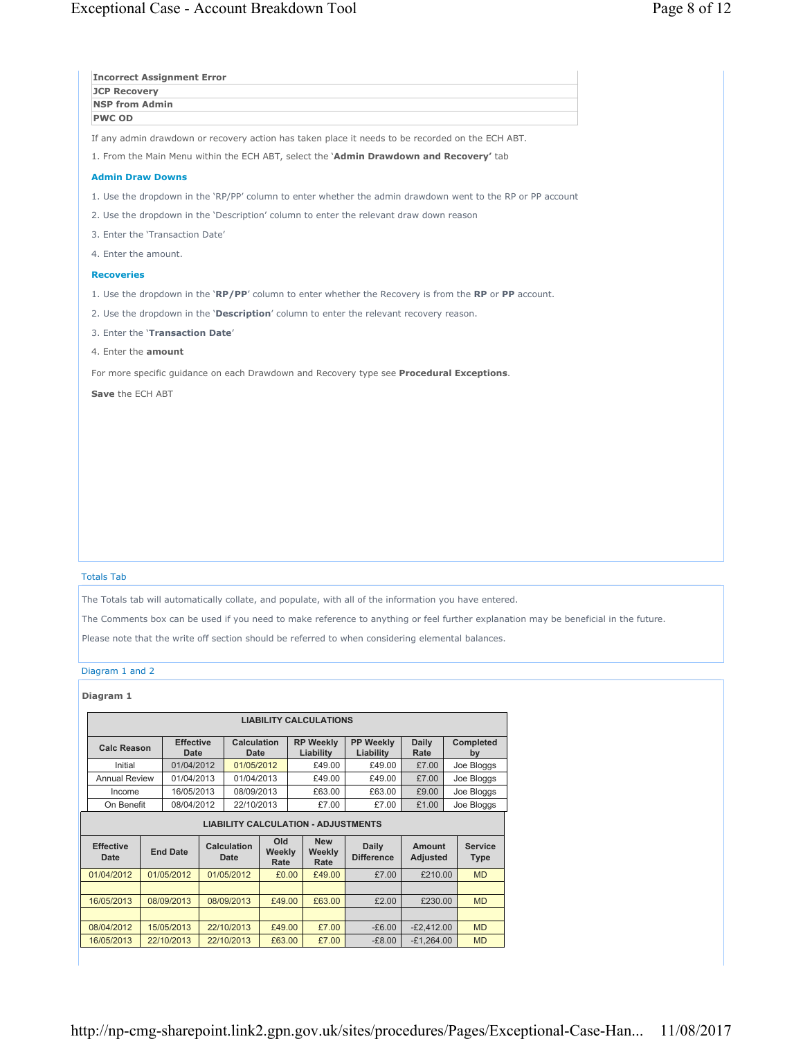| |
|---|
| Incorrect Assignment Error |
| JCP Recovery |
| NSP from Admin |
| PWC OD |

If any admin drawdown or recovery action has taken place it needs to be recorded on the ECH ABT.

1. From the Main Menu within the ECH ABT, select the '**Admin Drawdown and Recovery**' tab

### Admin Draw Downs

1. Use the dropdown in the 'RP/PP' column to enter whether the admin drawdown went to the RP or PP account
2. Use the dropdown in the 'Description' column to enter the relevant draw down reason
3. Enter the 'Transaction Date'
4. Enter the amount.

### Recoveries

1. Use the dropdown in the '**RP/PP**' column to enter whether the Recovery is from the **RP** or **PP** account.
2. Use the dropdown in the '**Description**' column to enter the relevant recovery reason.
3. Enter the '**Transaction Date**'
4. Enter the **amount**

For more specific guidance on each Drawdown and Recovery type see **Procedural Exceptions**.

**Save** the ECH ABT

## Totals Tab

The Totals tab will automatically collate, and populate, with all of the information you have entered.

The Comments box can be used if you need to make reference to anything or feel further explanation may be beneficial in the future.

Please note that the write off section should be referred to when considering elemental balances.

## Diagram 1 and 2

**Diagram 1**

**LIABILITY CALCULATIONS**

| Calc Reason | Effective Date | Calculation Date | RP Weekly Liability | PP Weekly Liability | Daily Rate | Completed by |
|---|---|---|---|---|---|---|
| Initial | 01/04/2012 | 01/05/2012 | £49.00 | £49.00 | £7.00 | Joe Bloggs |
| Annual Review | 01/04/2013 | 01/04/2013 | £49.00 | £49.00 | £7.00 | Joe Bloggs |
| Income | 16/05/2013 | 08/09/2013 | £63.00 | £63.00 | £9.00 | Joe Bloggs |
| On Benefit | 08/04/2012 | 22/10/2013 | £7.00 | £7.00 | £1.00 | Joe Bloggs |

**LIABILITY CALCULATION - ADJUSTMENTS**

| Effective Date | End Date | Calculation Date | Old Weekly Rate | New Weekly Rate | Daily Difference | Amount Adjusted | Service Type |
|---|---|---|---|---|---|---|---|
| 01/04/2012 | 01/05/2012 | 01/05/2012 | £0.00 | £49.00 | £7.00 | £210.00 | MD |
| | | | | | | | |
| 16/05/2013 | 08/09/2013 | 08/09/2013 | £49.00 | £63.00 | £2.00 | £230.00 | MD |
| | | | | | | | |
| 08/04/2012 | 15/05/2013 | 22/10/2013 | £49.00 | £7.00 | -£6.00 | -£2,412.00 | MD |
| 16/05/2013 | 22/10/2013 | 22/10/2013 | £63.00 | £7.00 | -£8.00 | -£1,264.00 | MD |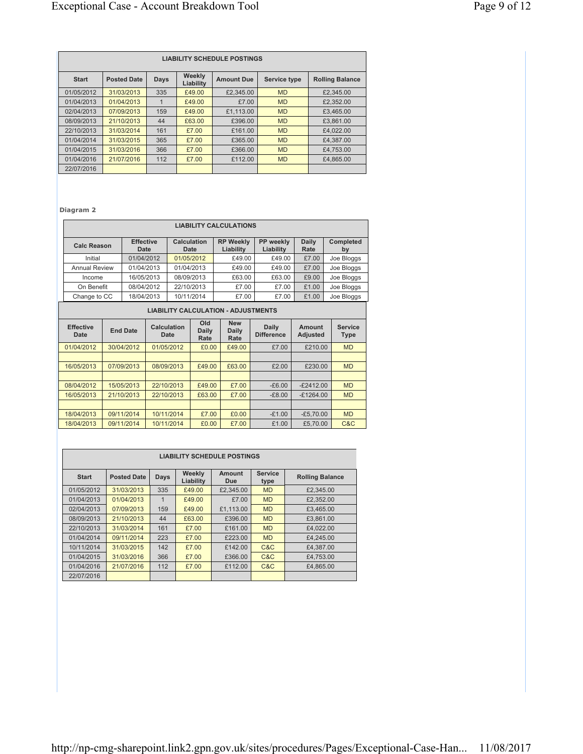| LIABILITY SCHEDULE POSTINGS | | | | | | |
|---|---|---|---|---|---|---|
| **Start** | **Posted Date** | **Days** | **Weekly Liability** | **Amount Due** | **Service type** | **Rolling Balance** |
| 01/05/2012 | 31/03/2013 | 335 | £49.00 | £2,345.00 | MD | £2,345.00 |
| 01/04/2013 | 01/04/2013 | 1 | £49.00 | £7.00 | MD | £2,352.00 |
| 02/04/2013 | 07/09/2013 | 159 | £49.00 | £1,113.00 | MD | £3,465.00 |
| 08/09/2013 | 21/10/2013 | 44 | £63.00 | £396.00 | MD | £3,861.00 |
| 22/10/2013 | 31/03/2014 | 161 | £7.00 | £161.00 | MD | £4,022.00 |
| 01/04/2014 | 31/03/2015 | 365 | £7.00 | £365.00 | MD | £4,387.00 |
| 01/04/2015 | 31/03/2016 | 366 | £7.00 | £366.00 | MD | £4,753.00 |
| 01/04/2016 | 21/07/2016 | 112 | £7.00 | £112.00 | MD | £4,865.00 |
| 22/07/2016 | | | | | | |

**Diagram 2**

| LIABILITY CALCULATIONS | | | | | | |
|---|---|---|---|---|---|---|
| **Calc Reason** | **Effective Date** | **Calculation Date** | **RP Weekly Liability** | **PP weekly Liability** | **Daily Rate** | **Completed by** |
| Initial | 01/04/2012 | 01/05/2012 | £49.00 | £49.00 | £7.00 | Joe Bloggs |
| Annual Review | 01/04/2013 | 01/04/2013 | £49.00 | £49.00 | £7.00 | Joe Bloggs |
| Income | 16/05/2013 | 08/09/2013 | £63.00 | £63.00 | £9.00 | Joe Bloggs |
| On Benefit | 08/04/2012 | 22/10/2013 | £7.00 | £7.00 | £1.00 | Joe Bloggs |
| Change to CC | 18/04/2013 | 10/11/2014 | £7.00 | £7.00 | £1.00 | Joe Bloggs |

| LIABILITY CALCULATION - ADJUSTMENTS | | | | | | | |
|---|---|---|---|---|---|---|---|
| **Effective Date** | **End Date** | **Calculation Date** | **Old Daily Rate** | **New Daily Rate** | **Daily Difference** | **Amount Adjusted** | **Service Type** |
| 01/04/2012 | 30/04/2012 | 01/05/2012 | £0.00 | £49.00 | £7.00 | £210.00 | MD |
| | | | | | | | |
| 16/05/2013 | 07/09/2013 | 08/09/2013 | £49.00 | £63.00 | £2.00 | £230.00 | MD |
| | | | | | | | |
| 08/04/2012 | 15/05/2013 | 22/10/2013 | £49.00 | £7.00 | -£6.00 | -£2412.00 | MD |
| 16/05/2013 | 21/10/2013 | 22/10/2013 | £63.00 | £7.00 | -£8.00 | -£1264.00 | MD |
| | | | | | | | |
| 18/04/2013 | 09/11/2014 | 10/11/2014 | £7.00 | £0.00 | -£1.00 | -£5,70.00 | MD |
| 18/04/2013 | 09/11/2014 | 10/11/2014 | £0.00 | £7.00 | £1.00 | £5,70.00 | C&C |

| LIABILITY SCHEDULE POSTINGS | | | | | | |
|---|---|---|---|---|---|---|
| **Start** | **Posted Date** | **Days** | **Weekly Liability** | **Amount Due** | **Service type** | **Rolling Balance** |
| 01/05/2012 | 31/03/2013 | 335 | £49.00 | £2,345.00 | MD | £2,345.00 |
| 01/04/2013 | 01/04/2013 | 1 | £49.00 | £7.00 | MD | £2,352.00 |
| 02/04/2013 | 07/09/2013 | 159 | £49.00 | £1,113.00 | MD | £3,465.00 |
| 08/09/2013 | 21/10/2013 | 44 | £63.00 | £396.00 | MD | £3,861.00 |
| 22/10/2013 | 31/03/2014 | 161 | £7.00 | £161.00 | MD | £4,022.00 |
| 01/04/2014 | 09/11/2014 | 223 | £7.00 | £223.00 | MD | £4,245.00 |
| 10/11/2014 | 31/03/2015 | 142 | £7.00 | £142.00 | C&C | £4,387.00 |
| 01/04/2015 | 31/03/2016 | 366 | £7.00 | £366.00 | C&C | £4,753.00 |
| 01/04/2016 | 21/07/2016 | 112 | £7.00 | £112.00 | C&C | £4,865.00 |
| 22/07/2016 | | | | | | |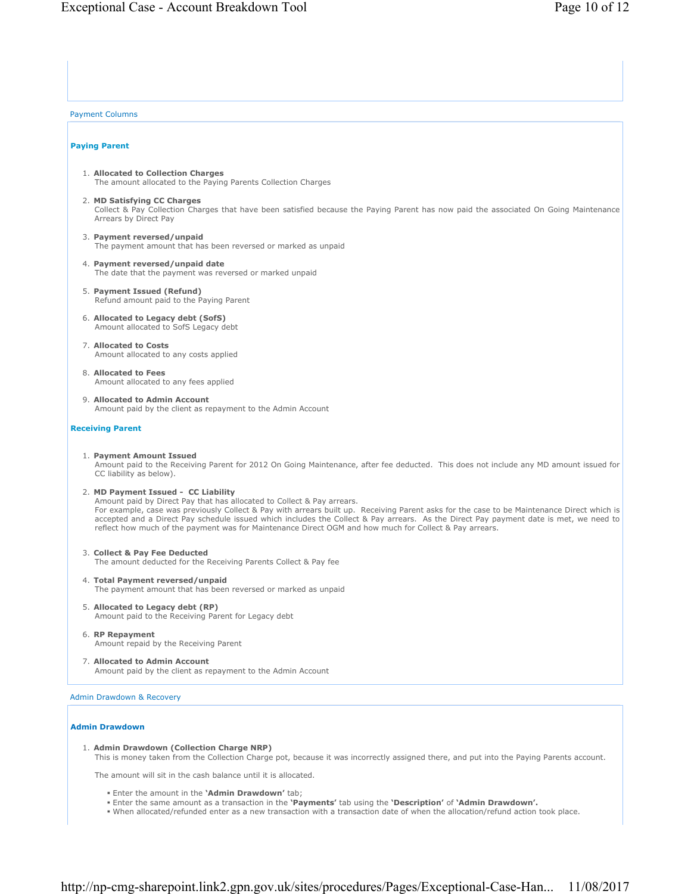Payment Columns

### Paying Parent

1. **Allocated to Collection Charges**
   The amount allocated to the Paying Parents Collection Charges

2. **MD Satisfying CC Charges**
   Collect & Pay Collection Charges that have been satisfied because the Paying Parent has now paid the associated On Going Maintenance Arrears by Direct Pay

3. **Payment reversed/unpaid**
   The payment amount that has been reversed or marked as unpaid

4. **Payment reversed/unpaid date**
   The date that the payment was reversed or marked unpaid

5. **Payment Issued (Refund)**
   Refund amount paid to the Paying Parent

6. **Allocated to Legacy debt (SofS)**
   Amount allocated to SofS Legacy debt

7. **Allocated to Costs**
   Amount allocated to any costs applied

8. **Allocated to Fees**
   Amount allocated to any fees applied

9. **Allocated to Admin Account**
   Amount paid by the client as repayment to the Admin Account

### Receiving Parent

1. **Payment Amount Issued**
   Amount paid to the Receiving Parent for 2012 On Going Maintenance, after fee deducted. This does not include any MD amount issued for CC liability as below).

2. **MD Payment Issued - CC Liability**
   Amount paid by Direct Pay that has allocated to Collect & Pay arrears.
   For example, case was previously Collect & Pay with arrears built up. Receiving Parent asks for the case to be Maintenance Direct which is accepted and a Direct Pay schedule issued which includes the Collect & Pay arrears. As the Direct Pay payment date is met, we need to reflect how much of the payment was for Maintenance Direct OGM and how much for Collect & Pay arrears.

3. **Collect & Pay Fee Deducted**
   The amount deducted for the Receiving Parents Collect & Pay fee

4. **Total Payment reversed/unpaid**
   The payment amount that has been reversed or marked as unpaid

5. **Allocated to Legacy debt (RP)**
   Amount paid to the Receiving Parent for Legacy debt

6. **RP Repayment**
   Amount repaid by the Receiving Parent

7. **Allocated to Admin Account**
   Amount paid by the client as repayment to the Admin Account

Admin Drawdown & Recovery

### Admin Drawdown

1. **Admin Drawdown (Collection Charge NRP)**
   This is money taken from the Collection Charge pot, because it was incorrectly assigned there, and put into the Paying Parents account.

   The amount will sit in the cash balance until it is allocated.

   - Enter the amount in the **'Admin Drawdown'** tab;
   - Enter the same amount as a transaction in the **'Payments'** tab using the **'Description'** of **'Admin Drawdown'.**
   - When allocated/refunded enter as a new transaction with a transaction date of when the allocation/refund action took place.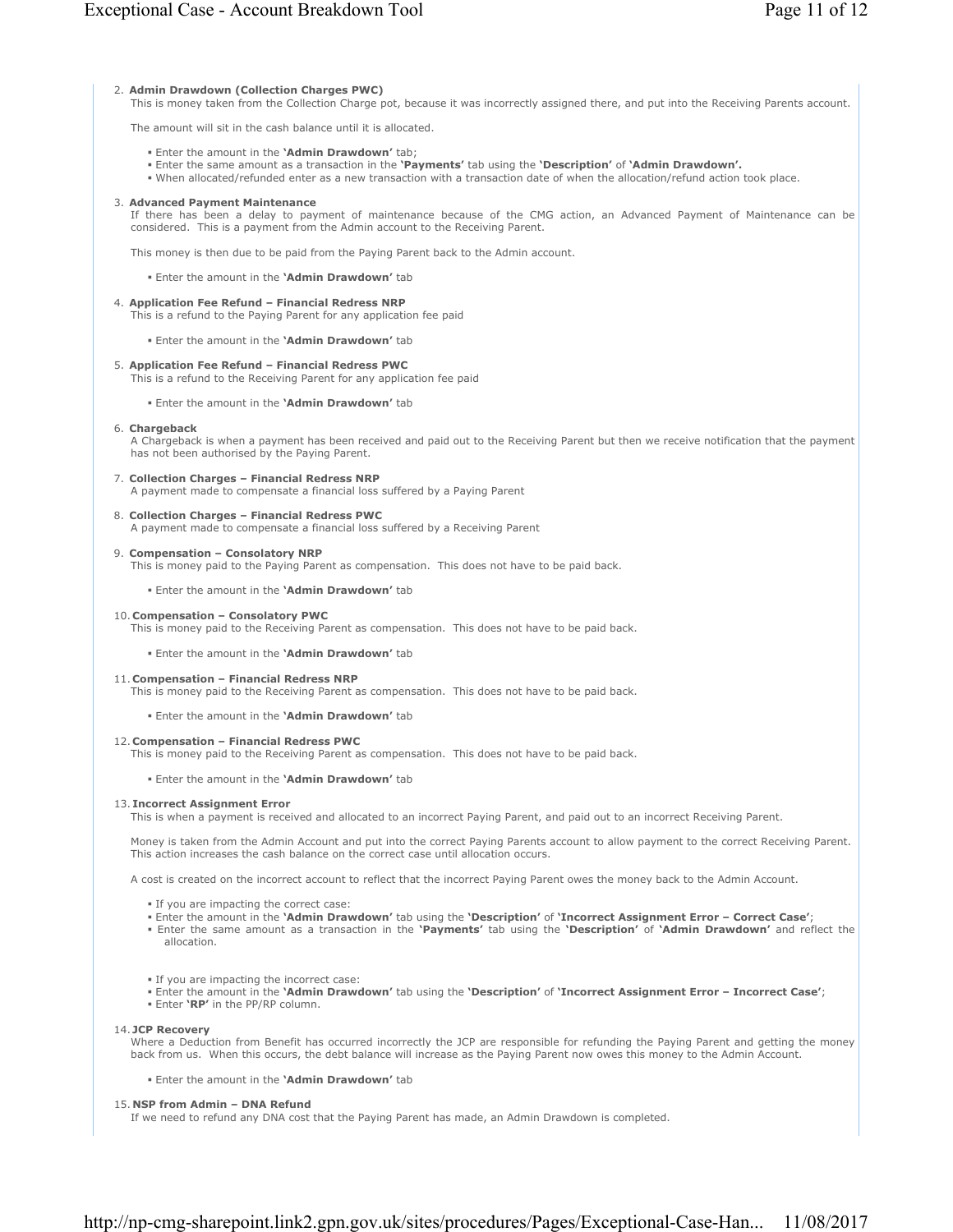2. **Admin Drawdown (Collection Charges PWC)**
   This is money taken from the Collection Charge pot, because it was incorrectly assigned there, and put into the Receiving Parents account.

   The amount will sit in the cash balance until it is allocated.

   - Enter the amount in the **'Admin Drawdown'** tab;
   - Enter the same amount as a transaction in the **'Payments'** tab using the **'Description'** of **'Admin Drawdown'.**
   - When allocated/refunded enter as a new transaction with a transaction date of when the allocation/refund action took place.

3. **Advanced Payment Maintenance**
   If there has been a delay to payment of maintenance because of the CMG action, an Advanced Payment of Maintenance can be considered. This is a payment from the Admin account to the Receiving Parent.

   This money is then due to be paid from the Paying Parent back to the Admin account.

   - Enter the amount in the **'Admin Drawdown'** tab

4. **Application Fee Refund – Financial Redress NRP**
   This is a refund to the Paying Parent for any application fee paid

   - Enter the amount in the **'Admin Drawdown'** tab

5. **Application Fee Refund – Financial Redress PWC**
   This is a refund to the Receiving Parent for any application fee paid

   - Enter the amount in the **'Admin Drawdown'** tab

6. **Chargeback**
   A Chargeback is when a payment has been received and paid out to the Receiving Parent but then we receive notification that the payment has not been authorised by the Paying Parent.

7. **Collection Charges – Financial Redress NRP**
   A payment made to compensate a financial loss suffered by a Paying Parent

8. **Collection Charges – Financial Redress PWC**
   A payment made to compensate a financial loss suffered by a Receiving Parent

9. **Compensation – Consolatory NRP**
   This is money paid to the Paying Parent as compensation. This does not have to be paid back.

   - Enter the amount in the **'Admin Drawdown'** tab

10. **Compensation – Consolatory PWC**
    This is money paid to the Receiving Parent as compensation. This does not have to be paid back.

    - Enter the amount in the **'Admin Drawdown'** tab

11. **Compensation – Financial Redress NRP**
    This is money paid to the Receiving Parent as compensation. This does not have to be paid back.

    - Enter the amount in the **'Admin Drawdown'** tab

12. **Compensation – Financial Redress PWC**
    This is money paid to the Receiving Parent as compensation. This does not have to be paid back.

    - Enter the amount in the **'Admin Drawdown'** tab

13. **Incorrect Assignment Error**
    This is when a payment is received and allocated to an incorrect Paying Parent, and paid out to an incorrect Receiving Parent.

    Money is taken from the Admin Account and put into the correct Paying Parents account to allow payment to the correct Receiving Parent. This action increases the cash balance on the correct case until allocation occurs.

    A cost is created on the incorrect account to reflect that the incorrect Paying Parent owes the money back to the Admin Account.

    - If you are impacting the correct case:
    - Enter the amount in the **'Admin Drawdown'** tab using the **'Description'** of **'Incorrect Assignment Error – Correct Case'**;
    - Enter the same amount as a transaction in the **'Payments'** tab using the **'Description'** of **'Admin Drawdown'** and reflect the allocation.

    - If you are impacting the incorrect case:
    - Enter the amount in the **'Admin Drawdown'** tab using the **'Description'** of **'Incorrect Assignment Error – Incorrect Case'**;
    - Enter **'RP'** in the PP/RP column.

14. **JCP Recovery**
    Where a Deduction from Benefit has occurred incorrectly the JCP are responsible for refunding the Paying Parent and getting the money back from us. When this occurs, the debt balance will increase as the Paying Parent now owes this money to the Admin Account.

    - Enter the amount in the **'Admin Drawdown'** tab

15. **NSP from Admin – DNA Refund**
    If we need to refund any DNA cost that the Paying Parent has made, an Admin Drawdown is completed.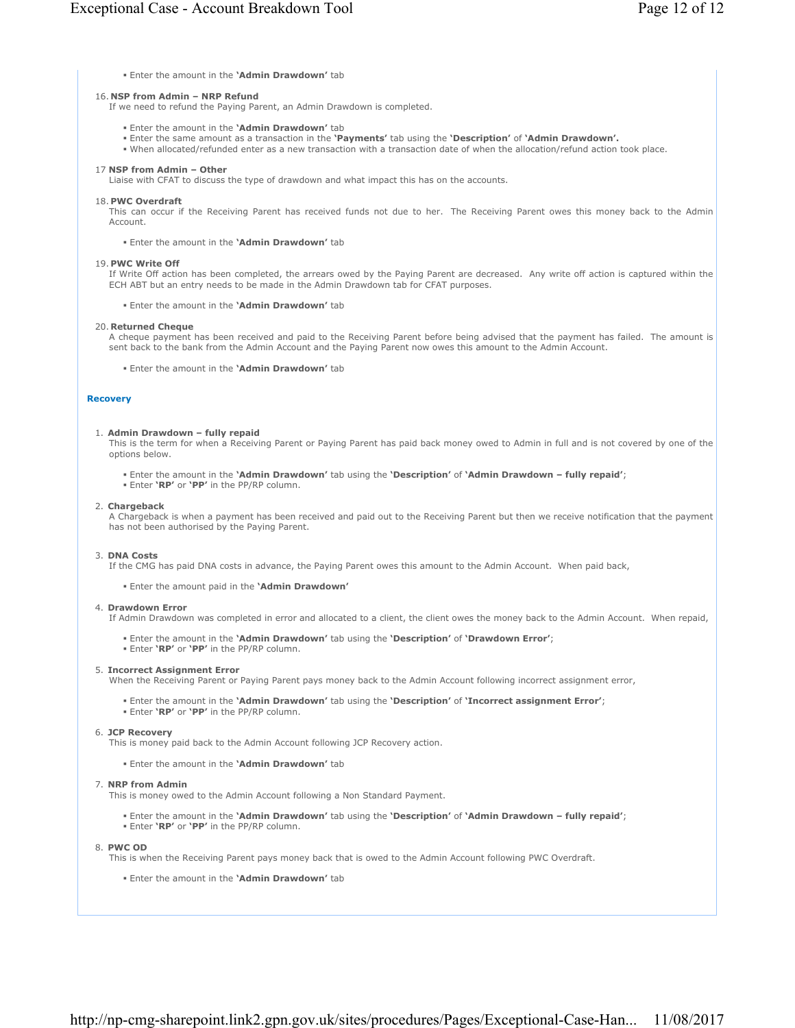- Enter the amount in the **'Admin Drawdown'** tab

16. **NSP from Admin – NRP Refund**
    If we need to refund the Paying Parent, an Admin Drawdown is completed.

    - Enter the amount in the **'Admin Drawdown'** tab
    - Enter the same amount as a transaction in the **'Payments'** tab using the **'Description'** of **'Admin Drawdown'.**
    - When allocated/refunded enter as a new transaction with a transaction date of when the allocation/refund action took place.

17. **NSP from Admin – Other**
    Liaise with CFAT to discuss the type of drawdown and what impact this has on the accounts.

18. **PWC Overdraft**
    This can occur if the Receiving Parent has received funds not due to her. The Receiving Parent owes this money back to the Admin Account.

    - Enter the amount in the **'Admin Drawdown'** tab

19. **PWC Write Off**
    If Write Off action has been completed, the arrears owed by the Paying Parent are decreased. Any write off action is captured within the ECH ABT but an entry needs to be made in the Admin Drawdown tab for CFAT purposes.

    - Enter the amount in the **'Admin Drawdown'** tab

20. **Returned Cheque**
    A cheque payment has been received and paid to the Receiving Parent before being advised that the payment has failed. The amount is sent back to the bank from the Admin Account and the Paying Parent now owes this amount to the Admin Account.

    - Enter the amount in the **'Admin Drawdown'** tab

## Recovery

1. **Admin Drawdown – fully repaid**
   This is the term for when a Receiving Parent or Paying Parent has paid back money owed to Admin in full and is not covered by one of the options below.

   - Enter the amount in the **'Admin Drawdown'** tab using the **'Description'** of **'Admin Drawdown – fully repaid'**;
   - Enter **'RP'** or **'PP'** in the PP/RP column.

2. **Chargeback**
   A Chargeback is when a payment has been received and paid out to the Receiving Parent but then we receive notification that the payment has not been authorised by the Paying Parent.

3. **DNA Costs**
   If the CMG has paid DNA costs in advance, the Paying Parent owes this amount to the Admin Account. When paid back,

   - Enter the amount paid in the **'Admin Drawdown'**

4. **Drawdown Error**
   If Admin Drawdown was completed in error and allocated to a client, the client owes the money back to the Admin Account. When repaid,

   - Enter the amount in the **'Admin Drawdown'** tab using the **'Description'** of **'Drawdown Error'**;
   - Enter **'RP'** or **'PP'** in the PP/RP column.

5. **Incorrect Assignment Error**
   When the Receiving Parent or Paying Parent pays money back to the Admin Account following incorrect assignment error,

   - Enter the amount in the **'Admin Drawdown'** tab using the **'Description'** of **'Incorrect assignment Error'**;
   - Enter **'RP'** or **'PP'** in the PP/RP column.

6. **JCP Recovery**
   This is money paid back to the Admin Account following JCP Recovery action.

   - Enter the amount in the **'Admin Drawdown'** tab

7. **NRP from Admin**
   This is money owed to the Admin Account following a Non Standard Payment.

   - Enter the amount in the **'Admin Drawdown'** tab using the **'Description'** of **'Admin Drawdown – fully repaid'**;
   - Enter **'RP'** or **'PP'** in the PP/RP column.

8. **PWC OD**
   This is when the Receiving Parent pays money back that is owed to the Admin Account following PWC Overdraft.

   - Enter the amount in the **'Admin Drawdown'** tab